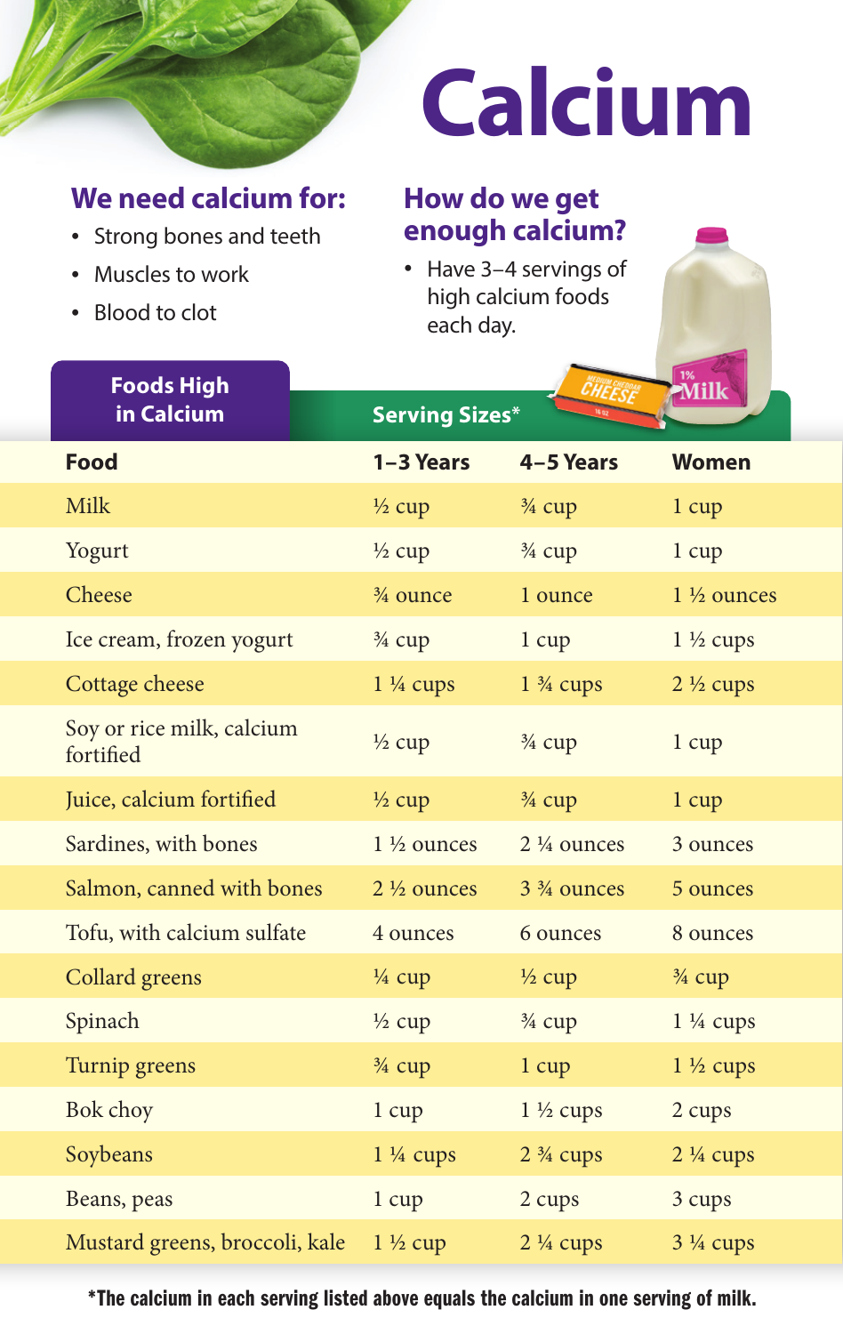# Calcium

## We need calcium for:

- Strong bones and teeth
- Muscles to work
- Blood to clot

## How do we get enough calcium?

- Have 3–4 servings of high calcium foods each day.

## Foods High in Calcium

| Food | Serving Sizes* | | |
|---|---|---|---|
| Food | 1–3 Years | 4–5 Years | Women |
| Milk | ½ cup | ¾ cup | 1 cup |
| Yogurt | ½ cup | ¾ cup | 1 cup |
| Cheese | ¾ ounce | 1 ounce | 1 ½ ounces |
| Ice cream, frozen yogurt | ¾ cup | 1 cup | 1 ½ cups |
| Cottage cheese | 1 ¼ cups | 1 ¾ cups | 2 ½ cups |
| Soy or rice milk, calcium fortified | ½ cup | ¾ cup | 1 cup |
| Juice, calcium fortified | ½ cup | ¾ cup | 1 cup |
| Sardines, with bones | 1 ½ ounces | 2 ¼ ounces | 3 ounces |
| Salmon, canned with bones | 2 ½ ounces | 3 ¾ ounces | 5 ounces |
| Tofu, with calcium sulfate | 4 ounces | 6 ounces | 8 ounces |
| Collard greens | ¼ cup | ½ cup | ¾ cup |
| Spinach | ½ cup | ¾ cup | 1 ¼ cups |
| Turnip greens | ¾ cup | 1 cup | 1 ½ cups |
| Bok choy | 1 cup | 1 ½ cups | 2 cups |
| Soybeans | 1 ¼ cups | 2 ¾ cups | 2 ¼ cups |
| Beans, peas | 1 cup | 2 cups | 3 cups |
| Mustard greens, broccoli, kale | 1 ½ cup | 2 ¼ cups | 3 ¼ cups |

**\*The calcium in each serving listed above equals the calcium in one serving of milk.**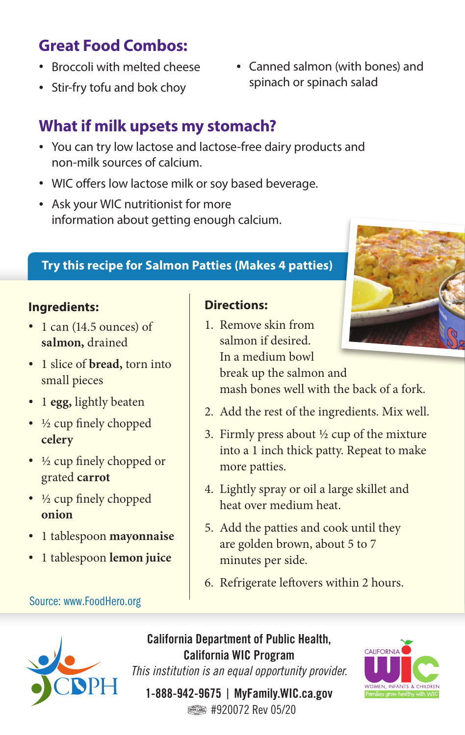## Great Food Combos:

- Broccoli with melted cheese
- Stir-fry tofu and bok choy
- Canned salmon (with bones) and spinach or spinach salad

## What if milk upsets my stomach?

- You can try low lactose and lactose-free dairy products and non-milk sources of calcium.
- WIC offers low lactose milk or soy based beverage.
- Ask your WIC nutritionist for more information about getting enough calcium.

### Try this recipe for Salmon Patties (Makes 4 patties)

**Ingredients:**

- 1 can (14.5 ounces) of **salmon,** drained
- 1 slice of **bread,** torn into small pieces
- 1 **egg,** lightly beaten
- ½ cup finely chopped **celery**
- ½ cup finely chopped or grated **carrot**
- ½ cup finely chopped **onion**
- 1 tablespoon **mayonnaise**
- 1 tablespoon **lemon juice**

**Directions:**

1. Remove skin from salmon if desired. In a medium bowl break up the salmon and mash bones well with the back of a fork.
2. Add the rest of the ingredients. Mix well.
3. Firmly press about ½ cup of the mixture into a 1 inch thick patty. Repeat to make more patties.
4. Lightly spray or oil a large skillet and heat over medium heat.
5. Add the patties and cook until they are golden brown, about 5 to 7 minutes per side.
6. Refrigerate leftovers within 2 hours.

Source: www.FoodHero.org

**California Department of Public Health, California WIC Program**

*This institution is an equal opportunity provider.*

**1-888-942-9675 | MyFamily.WIC.ca.gov**

#920072 Rev 05/20